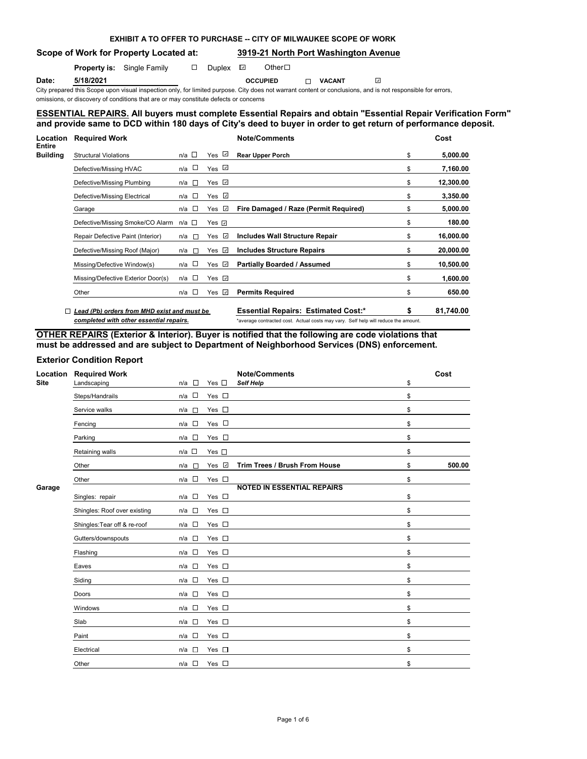**EXHIBIT A TO OFFER TO PURCHASE -- CITY OF MILWAUKEE SCOPE OF WORK**

**Scope of Work for Property Located at:** **3919-21 North Port Washington Avenue**

**Property is:** Single Family ☐ Duplex ☑ Other☐

**Date:** **5/18/2021** **OCCUPIED** ☐ **VACANT** ☑

City prepared this Scope upon visual inspection only, for limited purpose. City does not warrant content or conclusions, and is not responsible for errors, omissions, or discovery of conditions that are or may constitute defects or concerns

## ESSENTIAL REPAIRS. All buyers must complete Essential Repairs and obtain "Essential Repair Verification Form" and provide same to DCD within 180 days of City's deed to buyer in order to get return of performance deposit.

| Location | Required Work | n/a | Yes | Note/Comments | Cost |
|---|---|---|---|---|---|
| Entire Building | Structural Violations | ☐ | ☑ | **Rear Upper Porch** | $ **5,000.00** |
| | Defective/Missing HVAC | ☐ | ☑ | | $ **7,160.00** |
| | Defective/Missing Plumbing | ☐ | ☑ | | $ **12,300.00** |
| | Defective/Missing Electrical | ☐ | ☑ | | $ **3,350.00** |
| | Garage | ☐ | ☑ | **Fire Damaged / Raze (Permit Required)** | $ **5,000.00** |
| | Defective/Missing Smoke/CO Alarm | ☐ | ☑ | | $ **180.00** |
| | Repair Defective Paint (Interior) | ☐ | ☑ | **Includes Wall Structure Repair** | $ **16,000.00** |
| | Defective/Missing Roof (Major) | ☐ | ☑ | **Includes Structure Repairs** | $ **20,000.00** |
| | Missing/Defective Window(s) | ☐ | ☑ | **Partially Boarded / Assumed** | $ **10,500.00** |
| | Missing/Defective Exterior Door(s) | ☐ | ☑ | | $ **1,600.00** |
| | Other | ☐ | ☑ | **Permits Required** | $ **650.00** |

☐ ***Lead (Pb) orders from MHD exist and must be completed with other essential repairs.***

**Essential Repairs: Estimated Cost:\*** **$ 81,740.00**

\*average contracted cost. Actual costs may vary. Self help will reduce the amount.

## OTHER REPAIRS (Exterior & Interior). Buyer is notified that the following are code violations that must be addressed and are subject to Department of Neighborhood Services (DNS) enforcement.

### Exterior Condition Report

| Location | Required Work | n/a | Yes | Note/Comments | Cost |
|---|---|---|---|---|---|
| Site | Landscaping | ☐ | ☐ | ***Self Help*** | $ |
| | Steps/Handrails | ☐ | ☐ | | $ |
| | Service walks | ☐ | ☐ | | $ |
| | Fencing | ☐ | ☐ | | $ |
| | Parking | ☐ | ☐ | | $ |
| | Retaining walls | ☐ | ☐ | | $ |
| | Other | ☐ | ☑ | **Trim Trees / Brush From House** | $ **500.00** |
| | Other | ☐ | ☐ | | $ |
| Garage | | | | **NOTED IN ESSENTIAL REPAIRS** | |
| | Singles: repair | ☐ | ☐ | | $ |
| | Shingles: Roof over existing | ☐ | ☐ | | $ |
| | Shingles:Tear off & re-roof | ☐ | ☐ | | $ |
| | Gutters/downspouts | ☐ | ☐ | | $ |
| | Flashing | ☐ | ☐ | | $ |
| | Eaves | ☐ | ☐ | | $ |
| | Siding | ☐ | ☐ | | $ |
| | Doors | ☐ | ☐ | | $ |
| | Windows | ☐ | ☐ | | $ |
| | Slab | ☐ | ☐ | | $ |
| | Paint | ☐ | ☐ | | $ |
| | Electrical | ☐ | ☐ | | $ |
| | Other | ☐ | ☐ | | $ |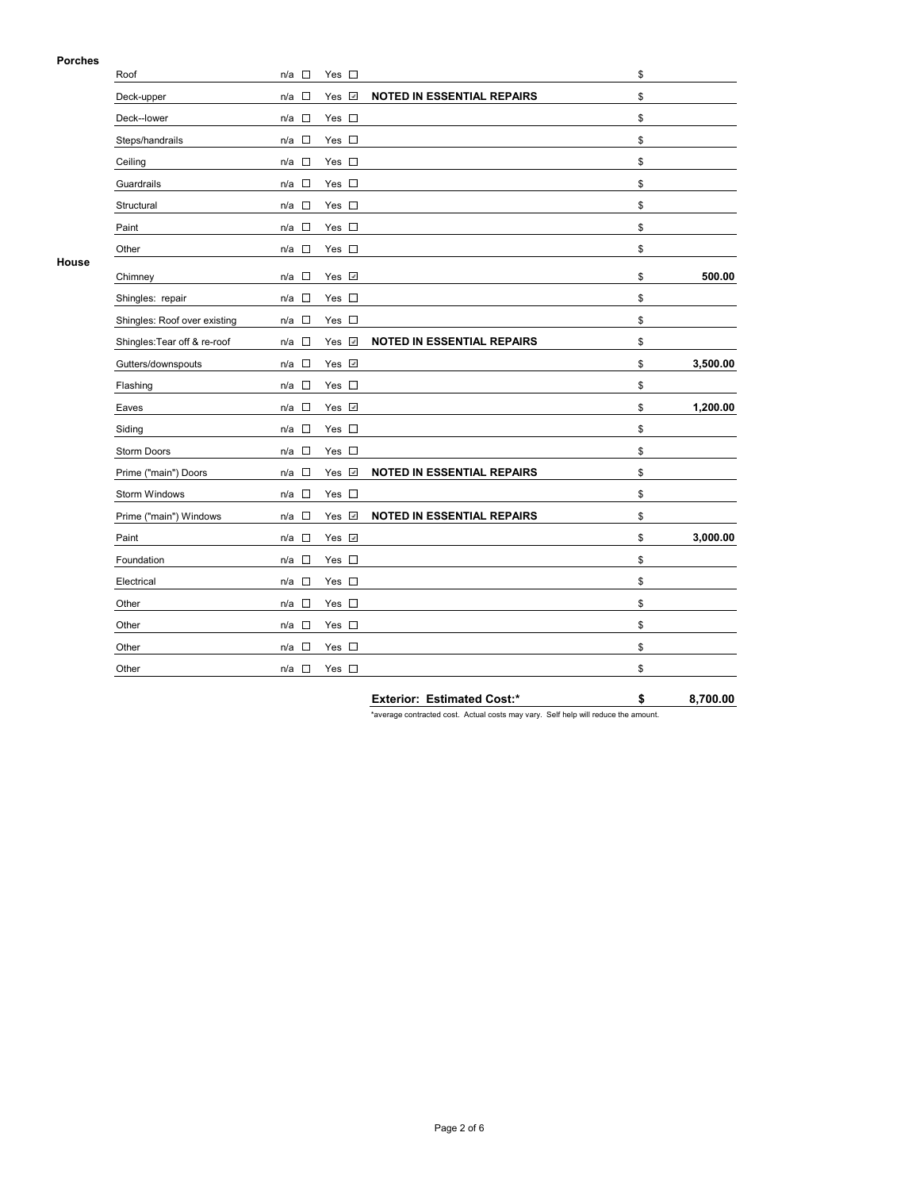**Porches**

| Item | n/a | Yes | Notes | Cost |
|---|---|---|---|---|
| Roof | ☐ | ☐ | | $ |
| Deck-upper | ☐ | ☑ | **NOTED IN ESSENTIAL REPAIRS** | $ |
| Deck--lower | ☐ | ☐ | | $ |
| Steps/handrails | ☐ | ☐ | | $ |
| Ceiling | ☐ | ☐ | | $ |
| Guardrails | ☐ | ☐ | | $ |
| Structural | ☐ | ☐ | | $ |
| Paint | ☐ | ☐ | | $ |
| Other | ☐ | ☐ | | $ |

**House**

| Item | n/a | Yes | Notes | Cost |
|---|---|---|---|---|
| Chimney | ☐ | ☑ | | $ **500.00** |
| Shingles: repair | ☐ | ☐ | | $ |
| Shingles: Roof over existing | ☐ | ☐ | | $ |
| Shingles:Tear off & re-roof | ☐ | ☑ | **NOTED IN ESSENTIAL REPAIRS** | $ |
| Gutters/downspouts | ☐ | ☑ | | $ **3,500.00** |
| Flashing | ☐ | ☐ | | $ |
| Eaves | ☐ | ☑ | | $ **1,200.00** |
| Siding | ☐ | ☐ | | $ |
| Storm Doors | ☐ | ☐ | | $ |
| Prime ("main") Doors | ☐ | ☑ | **NOTED IN ESSENTIAL REPAIRS** | $ |
| Storm Windows | ☐ | ☐ | | $ |
| Prime ("main") Windows | ☐ | ☑ | **NOTED IN ESSENTIAL REPAIRS** | $ |
| Paint | ☐ | ☑ | | $ **3,000.00** |
| Foundation | ☐ | ☐ | | $ |
| Electrical | ☐ | ☐ | | $ |
| Other | ☐ | ☐ | | $ |
| Other | ☐ | ☐ | | $ |
| Other | ☐ | ☐ | | $ |
| Other | ☐ | ☐ | | $ |

**Exterior: Estimated Cost:*** **$ 8,700.00**

*average contracted cost. Actual costs may vary. Self help will reduce the amount.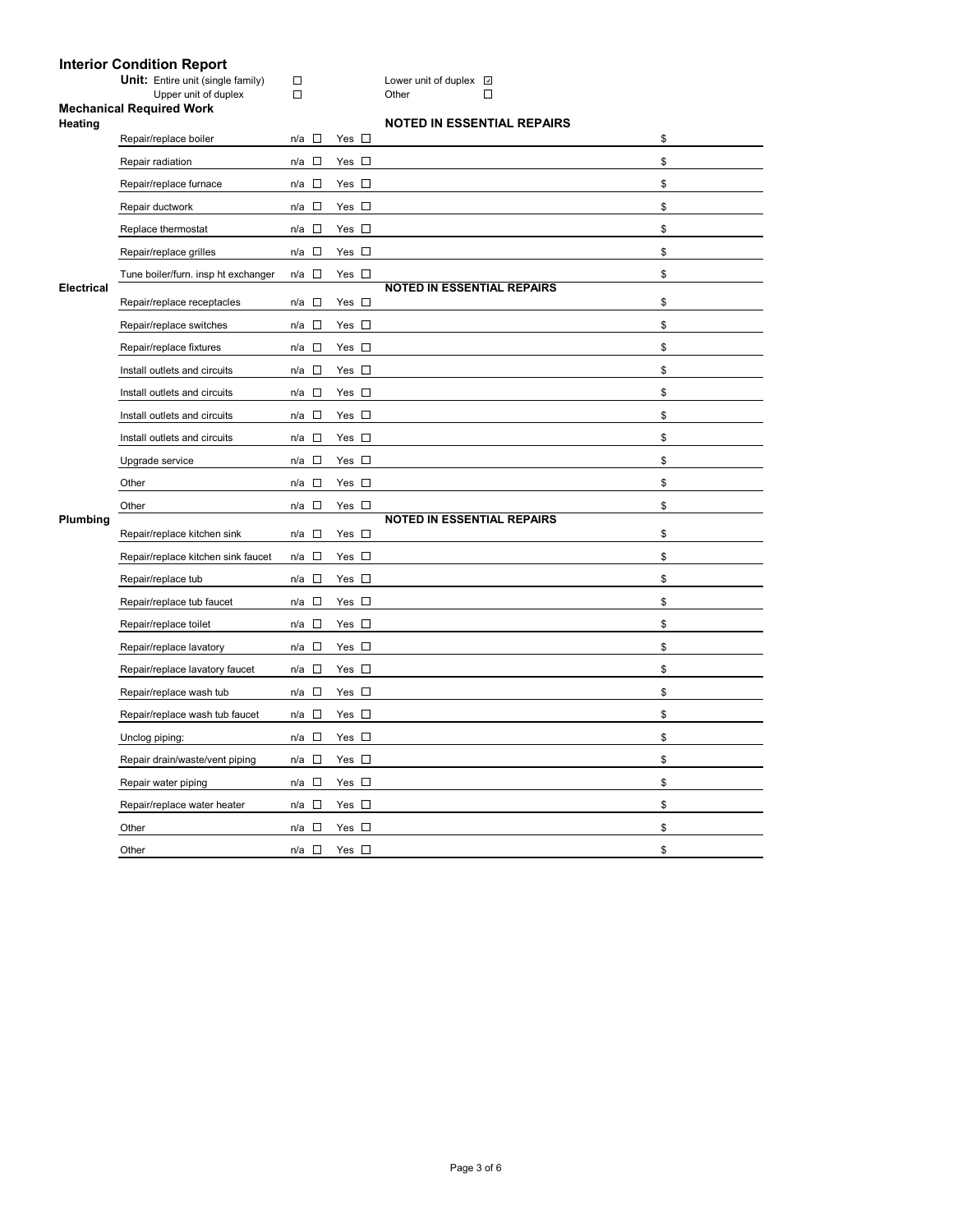# Interior Condition Report

**Unit:** Entire unit (single family) ☐ Lower unit of duplex ☑
Upper unit of duplex ☐ Other ☐

## Mechanical Required Work

### Heating

| Item | n/a | Yes | NOTED IN ESSENTIAL REPAIRS | $ |
|---|---|---|---|---|
| Repair/replace boiler | ☐ | ☐ | | $ |
| Repair radiation | ☐ | ☐ | | $ |
| Repair/replace furnace | ☐ | ☐ | | $ |
| Repair ductwork | ☐ | ☐ | | $ |
| Replace thermostat | ☐ | ☐ | | $ |
| Repair/replace grilles | ☐ | ☐ | | $ |
| Tune boiler/furn. insp ht exchanger | ☐ | ☐ | | $ |

### Electrical

| Item | n/a | Yes | NOTED IN ESSENTIAL REPAIRS | $ |
|---|---|---|---|---|
| Repair/replace receptacles | ☐ | ☐ | | $ |
| Repair/replace switches | ☐ | ☐ | | $ |
| Repair/replace fixtures | ☐ | ☐ | | $ |
| Install outlets and circuits | ☐ | ☐ | | $ |
| Install outlets and circuits | ☐ | ☐ | | $ |
| Install outlets and circuits | ☐ | ☐ | | $ |
| Install outlets and circuits | ☐ | ☐ | | $ |
| Upgrade service | ☐ | ☐ | | $ |
| Other | ☐ | ☐ | | $ |
| Other | ☐ | ☐ | | $ |

### Plumbing

| Item | n/a | Yes | NOTED IN ESSENTIAL REPAIRS | $ |
|---|---|---|---|---|
| Repair/replace kitchen sink | ☐ | ☐ | | $ |
| Repair/replace kitchen sink faucet | ☐ | ☐ | | $ |
| Repair/replace tub | ☐ | ☐ | | $ |
| Repair/replace tub faucet | ☐ | ☐ | | $ |
| Repair/replace toilet | ☐ | ☐ | | $ |
| Repair/replace lavatory | ☐ | ☐ | | $ |
| Repair/replace lavatory faucet | ☐ | ☐ | | $ |
| Repair/replace wash tub | ☐ | ☐ | | $ |
| Repair/replace wash tub faucet | ☐ | ☐ | | $ |
| Unclog piping: | ☐ | ☐ | | $ |
| Repair drain/waste/vent piping | ☐ | ☐ | | $ |
| Repair water piping | ☐ | ☐ | | $ |
| Repair/replace water heater | ☐ | ☐ | | $ |
| Other | ☐ | ☐ | | $ |
| Other | ☐ | ☐ | | $ |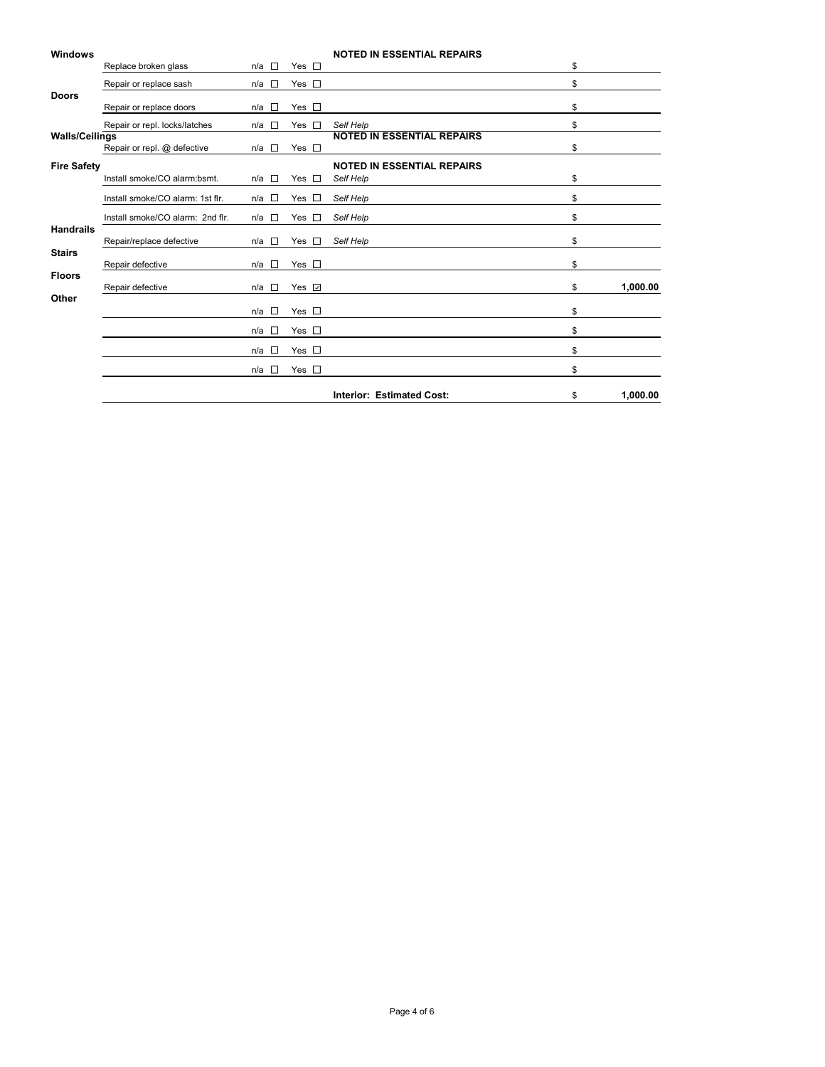| Category | Item | n/a | Yes | Notes | Cost |
|---|---|---|---|---|---|
| **Windows** | | | | **NOTED IN ESSENTIAL REPAIRS** | |
| | Replace broken glass | ☐ | ☐ | | $ |
| | Repair or replace sash | ☐ | ☐ | | $ |
| **Doors** | | | | | |
| | Repair or replace doors | ☐ | ☐ | | $ |
| | Repair or repl. locks/latches | ☐ | ☐ | *Self Help* | $ |
| **Walls/Ceilings** | | | | **NOTED IN ESSENTIAL REPAIRS** | |
| | Repair or repl. @ defective | ☐ | ☐ | | $ |
| **Fire Safety** | | | | **NOTED IN ESSENTIAL REPAIRS** | |
| | Install smoke/CO alarm:bsmt. | ☐ | ☐ | *Self Help* | $ |
| | Install smoke/CO alarm: 1st flr. | ☐ | ☐ | *Self Help* | $ |
| | Install smoke/CO alarm: 2nd flr. | ☐ | ☐ | *Self Help* | $ |
| **Handrails** | | | | | |
| | Repair/replace defective | ☐ | ☐ | *Self Help* | $ |
| **Stairs** | | | | | |
| | Repair defective | ☐ | ☐ | | $ |
| **Floors** | | | | | |
| | Repair defective | ☐ | ☑ | | $ 1,000.00 |
| **Other** | | | | | |
| | | ☐ | ☐ | | $ |
| | | ☐ | ☐ | | $ |
| | | ☐ | ☐ | | $ |
| | | ☐ | ☐ | | $ |
| | | | | **Interior: Estimated Cost:** | $ **1,000.00** |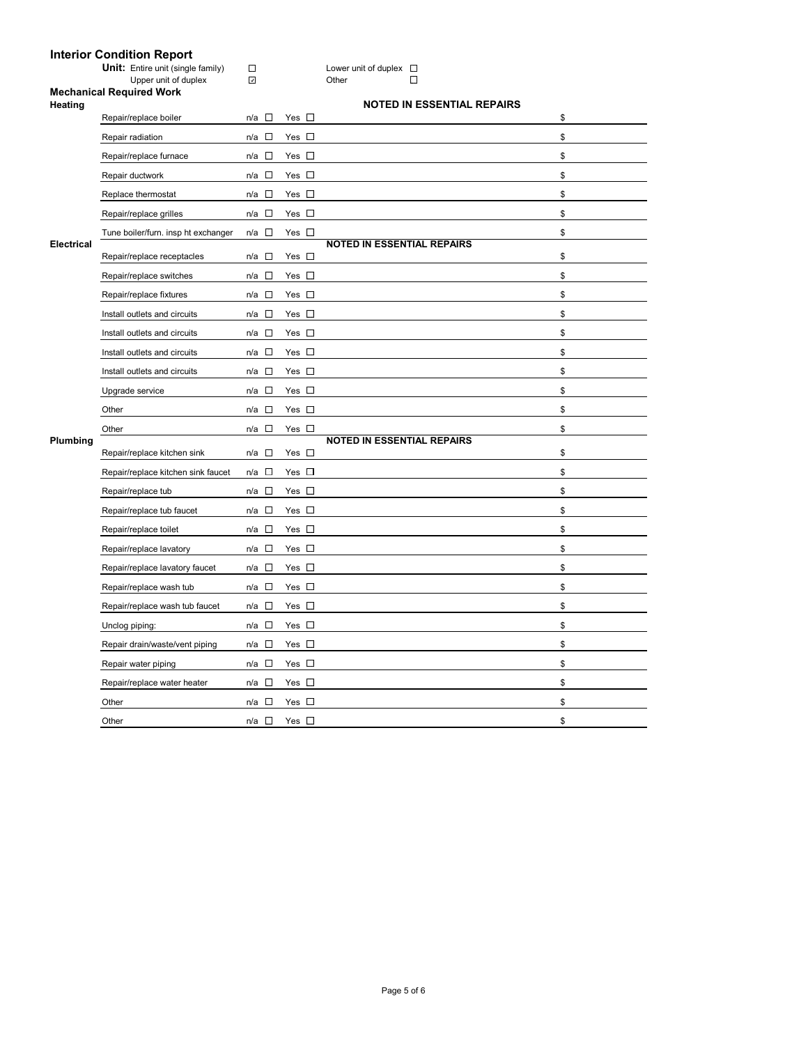# Interior Condition Report

**Unit:** Entire unit (single family) ☐ Lower unit of duplex ☐
Upper unit of duplex ☑ Other ☐

## Mechanical Required Work

### Heating

| Item | n/a | Yes | NOTED IN ESSENTIAL REPAIRS | $ |
|---|---|---|---|---|
| Repair/replace boiler | ☐ | ☐ | | $ |
| Repair radiation | ☐ | ☐ | | $ |
| Repair/replace furnace | ☐ | ☐ | | $ |
| Repair ductwork | ☐ | ☐ | | $ |
| Replace thermostat | ☐ | ☐ | | $ |
| Repair/replace grilles | ☐ | ☐ | | $ |
| Tune boiler/furn. insp ht exchanger | ☐ | ☐ | | $ |

### Electrical

| Item | n/a | Yes | NOTED IN ESSENTIAL REPAIRS | $ |
|---|---|---|---|---|
| Repair/replace receptacles | ☐ | ☐ | | $ |
| Repair/replace switches | ☐ | ☐ | | $ |
| Repair/replace fixtures | ☐ | ☐ | | $ |
| Install outlets and circuits | ☐ | ☐ | | $ |
| Install outlets and circuits | ☐ | ☐ | | $ |
| Install outlets and circuits | ☐ | ☐ | | $ |
| Install outlets and circuits | ☐ | ☐ | | $ |
| Upgrade service | ☐ | ☐ | | $ |
| Other | ☐ | ☐ | | $ |
| Other | ☐ | ☐ | | $ |

### Plumbing

| Item | n/a | Yes | NOTED IN ESSENTIAL REPAIRS | $ |
|---|---|---|---|---|
| Repair/replace kitchen sink | ☐ | ☐ | | $ |
| Repair/replace kitchen sink faucet | ☐ | ☐ | | $ |
| Repair/replace tub | ☐ | ☐ | | $ |
| Repair/replace tub faucet | ☐ | ☐ | | $ |
| Repair/replace toilet | ☐ | ☐ | | $ |
| Repair/replace lavatory | ☐ | ☐ | | $ |
| Repair/replace lavatory faucet | ☐ | ☐ | | $ |
| Repair/replace wash tub | ☐ | ☐ | | $ |
| Repair/replace wash tub faucet | ☐ | ☐ | | $ |
| Unclog piping: | ☐ | ☐ | | $ |
| Repair drain/waste/vent piping | ☐ | ☐ | | $ |
| Repair water piping | ☐ | ☐ | | $ |
| Repair/replace water heater | ☐ | ☐ | | $ |
| Other | ☐ | ☐ | | $ |
| Other | ☐ | ☐ | | $ |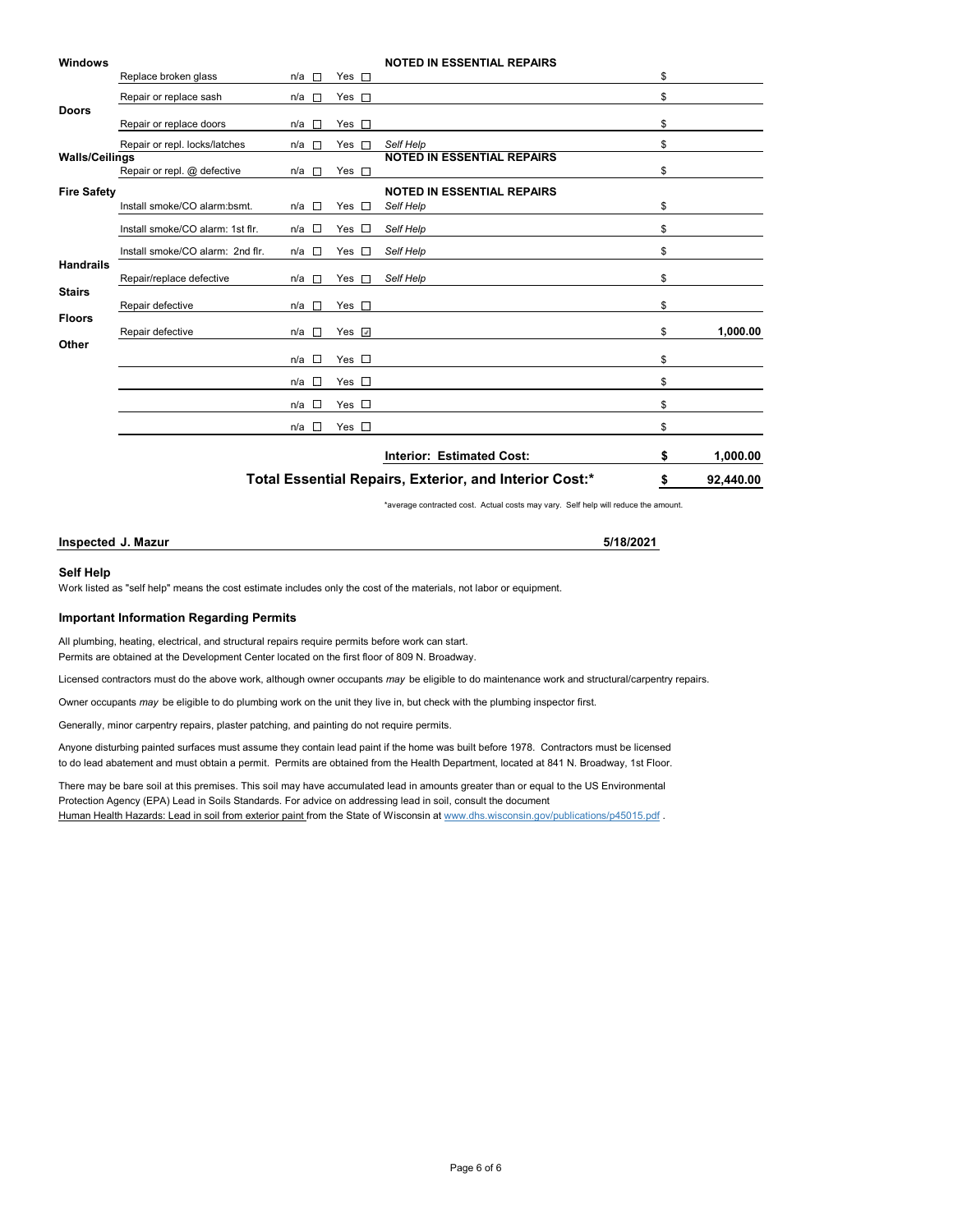| | | | | | |
|---|---|---|---|---|---|
| **Windows** | | | | **NOTED IN ESSENTIAL REPAIRS** | |
| | Replace broken glass | n/a ☐ | Yes ☐ | | $ |
| | Repair or replace sash | n/a ☐ | Yes ☐ | | $ |
| **Doors** | | | | | |
| | Repair or replace doors | n/a ☐ | Yes ☐ | | $ |
| | Repair or repl. locks/latches | n/a ☐ | Yes ☐ | *Self Help* | $ |
| **Walls/Ceilings** | | | | **NOTED IN ESSENTIAL REPAIRS** | |
| | Repair or repl. @ defective | n/a ☐ | Yes ☐ | | $ |
| **Fire Safety** | | | | **NOTED IN ESSENTIAL REPAIRS** | |
| | Install smoke/CO alarm:bsmt. | n/a ☐ | Yes ☐ | *Self Help* | $ |
| | Install smoke/CO alarm: 1st flr. | n/a ☐ | Yes ☐ | *Self Help* | $ |
| | Install smoke/CO alarm: 2nd flr. | n/a ☐ | Yes ☐ | *Self Help* | $ |
| **Handrails** | | | | | |
| | Repair/replace defective | n/a ☐ | Yes ☐ | *Self Help* | $ |
| **Stairs** | | | | | |
| | Repair defective | n/a ☐ | Yes ☐ | | $ |
| **Floors** | | | | | |
| | Repair defective | n/a ☐ | Yes ☑ | | $ 1,000.00 |
| **Other** | | | | | |
| | | n/a ☐ | Yes ☐ | | $ |
| | | n/a ☐ | Yes ☐ | | $ |
| | | n/a ☐ | Yes ☐ | | $ |
| | | n/a ☐ | Yes ☐ | | $ |
| | | | | **Interior: Estimated Cost:** | **$ 1,000.00** |
| | | | | **Total Essential Repairs, Exterior, and Interior Cost:*** | **$ 92,440.00** |

*average contracted cost. Actual costs may vary. Self help will reduce the amount.

**Inspected J. Mazur** **5/18/2021**

### Self Help

Work listed as "self help" means the cost estimate includes only the cost of the materials, not labor or equipment.

### Important Information Regarding Permits

All plumbing, heating, electrical, and structural repairs require permits before work can start.
Permits are obtained at the Development Center located on the first floor of 809 N. Broadway.

Licensed contractors must do the above work, although owner occupants *may* be eligible to do maintenance work and structural/carpentry repairs.

Owner occupants *may* be eligible to do plumbing work on the unit they live in, but check with the plumbing inspector first.

Generally, minor carpentry repairs, plaster patching, and painting do not require permits.

Anyone disturbing painted surfaces must assume they contain lead paint if the home was built before 1978. Contractors must be licensed to do lead abatement and must obtain a permit. Permits are obtained from the Health Department, located at 841 N. Broadway, 1st Floor.

There may be bare soil at this premises. This soil may have accumulated lead in amounts greater than or equal to the US Environmental Protection Agency (EPA) Lead in Soils Standards. For advice on addressing lead in soil, consult the document Human Health Hazards: Lead in soil from exterior paint from the State of Wisconsin at www.dhs.wisconsin.gov/publications/p45015.pdf .